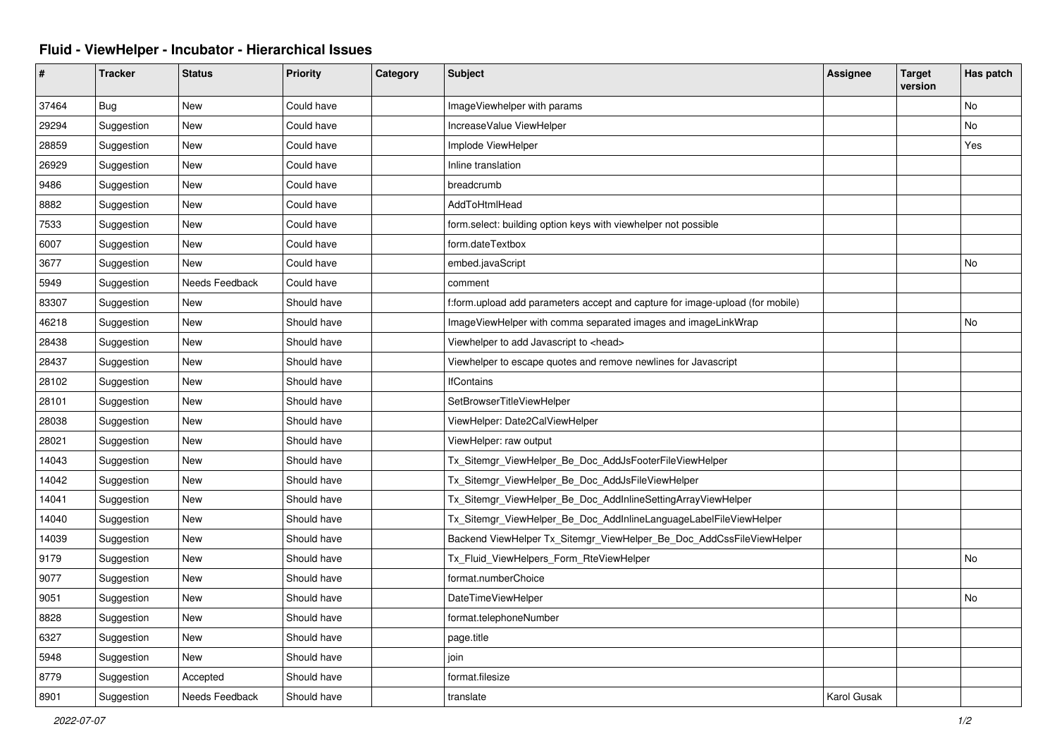# Fluid - ViewHelper - Incubator - Hierarchical Issues

| # | Tracker | Status | Priority | Category | Subject | Assignee | Target version | Has patch |
|---|---|---|---|---|---|---|---|---|
| 37464 | Bug | New | Could have | | ImageViewhelper with params | | | No |
| 29294 | Suggestion | New | Could have | | IncreaseValue ViewHelper | | | No |
| 28859 | Suggestion | New | Could have | | Implode ViewHelper | | | Yes |
| 26929 | Suggestion | New | Could have | | Inline translation | | | |
| 9486 | Suggestion | New | Could have | | breadcrumb | | | |
| 8882 | Suggestion | New | Could have | | AddToHtmlHead | | | |
| 7533 | Suggestion | New | Could have | | form.select: building option keys with viewhelper not possible | | | |
| 6007 | Suggestion | New | Could have | | form.dateTextbox | | | |
| 3677 | Suggestion | New | Could have | | embed.javaScript | | | No |
| 5949 | Suggestion | Needs Feedback | Could have | | comment | | | |
| 83307 | Suggestion | New | Should have | | f:form.upload add parameters accept and capture for image-upload (for mobile) | | | |
| 46218 | Suggestion | New | Should have | | ImageViewHelper with comma separated images and imageLinkWrap | | | No |
| 28438 | Suggestion | New | Should have | | Viewhelper to add Javascript to <head> | | | |
| 28437 | Suggestion | New | Should have | | Viewhelper to escape quotes and remove newlines for Javascript | | | |
| 28102 | Suggestion | New | Should have | | IfContains | | | |
| 28101 | Suggestion | New | Should have | | SetBrowserTitleViewHelper | | | |
| 28038 | Suggestion | New | Should have | | ViewHelper: Date2CalViewHelper | | | |
| 28021 | Suggestion | New | Should have | | ViewHelper: raw output | | | |
| 14043 | Suggestion | New | Should have | | Tx_Sitemgr_ViewHelper_Be_Doc_AddJsFooterFileViewHelper | | | |
| 14042 | Suggestion | New | Should have | | Tx_Sitemgr_ViewHelper_Be_Doc_AddJsFileViewHelper | | | |
| 14041 | Suggestion | New | Should have | | Tx_Sitemgr_ViewHelper_Be_Doc_AddInlineSettingArrayViewHelper | | | |
| 14040 | Suggestion | New | Should have | | Tx_Sitemgr_ViewHelper_Be_Doc_AddInlineLanguageLabelFileViewHelper | | | |
| 14039 | Suggestion | New | Should have | | Backend ViewHelper Tx_Sitemgr_ViewHelper_Be_Doc_AddCssFileViewHelper | | | |
| 9179 | Suggestion | New | Should have | | Tx_Fluid_ViewHelpers_Form_RteViewHelper | | | No |
| 9077 | Suggestion | New | Should have | | format.numberChoice | | | |
| 9051 | Suggestion | New | Should have | | DateTimeViewHelper | | | No |
| 8828 | Suggestion | New | Should have | | format.telephoneNumber | | | |
| 6327 | Suggestion | New | Should have | | page.title | | | |
| 5948 | Suggestion | New | Should have | | join | | | |
| 8779 | Suggestion | Accepted | Should have | | format.filesize | | | |
| 8901 | Suggestion | Needs Feedback | Should have | | translate | Karol Gusak | | |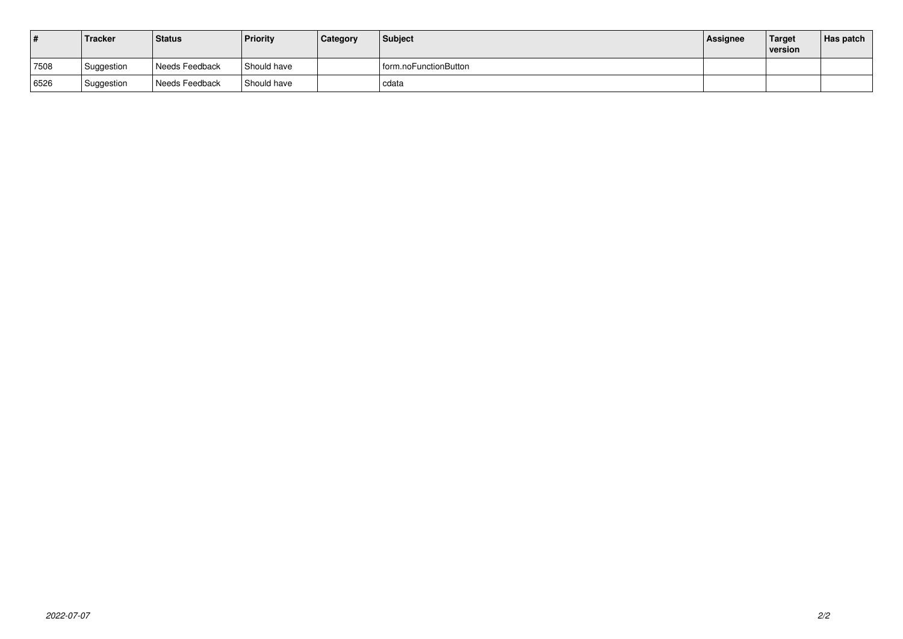| # | Tracker | Status | Priority | Category | Subject | Assignee | Target version | Has patch |
|---|---|---|---|---|---|---|---|---|
| 7508 | Suggestion | Needs Feedback | Should have | | form.noFunctionButton | | | |
| 6526 | Suggestion | Needs Feedback | Should have | | cdata | | | |